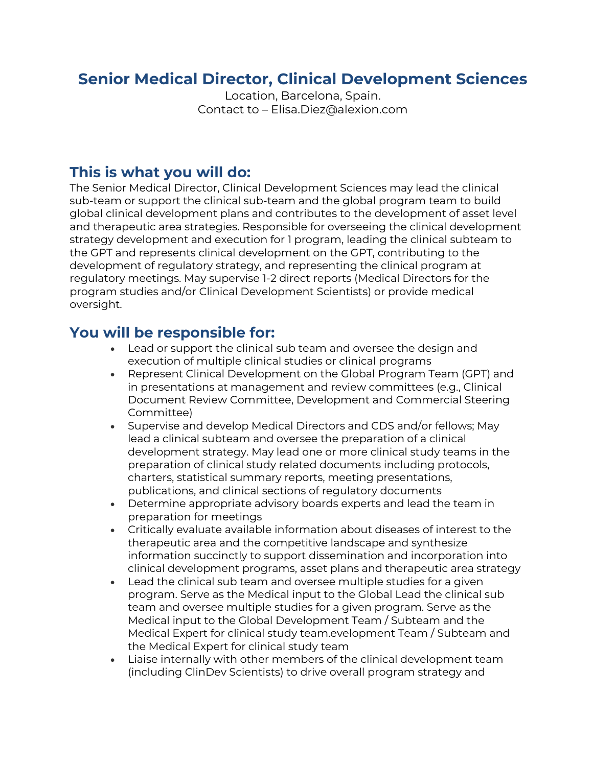# Senior Medical Director, Clinical Development Sciences

Location, Barcelona, Spain.
Contact to – Elisa.Diez@alexion.com

## This is what you will do:

The Senior Medical Director, Clinical Development Sciences may lead the clinical sub-team or support the clinical sub-team and the global program team to build global clinical development plans and contributes to the development of asset level and therapeutic area strategies. Responsible for overseeing the clinical development strategy development and execution for 1 program, leading the clinical subteam to the GPT and represents clinical development on the GPT, contributing to the development of regulatory strategy, and representing the clinical program at regulatory meetings. May supervise 1-2 direct reports (Medical Directors for the program studies and/or Clinical Development Scientists) or provide medical oversight.

## You will be responsible for:

- Lead or support the clinical sub team and oversee the design and execution of multiple clinical studies or clinical programs
- Represent Clinical Development on the Global Program Team (GPT) and in presentations at management and review committees (e.g., Clinical Document Review Committee, Development and Commercial Steering Committee)
- Supervise and develop Medical Directors and CDS and/or fellows; May lead a clinical subteam and oversee the preparation of a clinical development strategy. May lead one or more clinical study teams in the preparation of clinical study related documents including protocols, charters, statistical summary reports, meeting presentations, publications, and clinical sections of regulatory documents
- Determine appropriate advisory boards experts and lead the team in preparation for meetings
- Critically evaluate available information about diseases of interest to the therapeutic area and the competitive landscape and synthesize information succinctly to support dissemination and incorporation into clinical development programs, asset plans and therapeutic area strategy
- Lead the clinical sub team and oversee multiple studies for a given program. Serve as the Medical input to the Global Lead the clinical sub team and oversee multiple studies for a given program. Serve as the Medical input to the Global Development Team / Subteam and the Medical Expert for clinical study team.evelopment Team / Subteam and the Medical Expert for clinical study team
- Liaise internally with other members of the clinical development team (including ClinDev Scientists) to drive overall program strategy and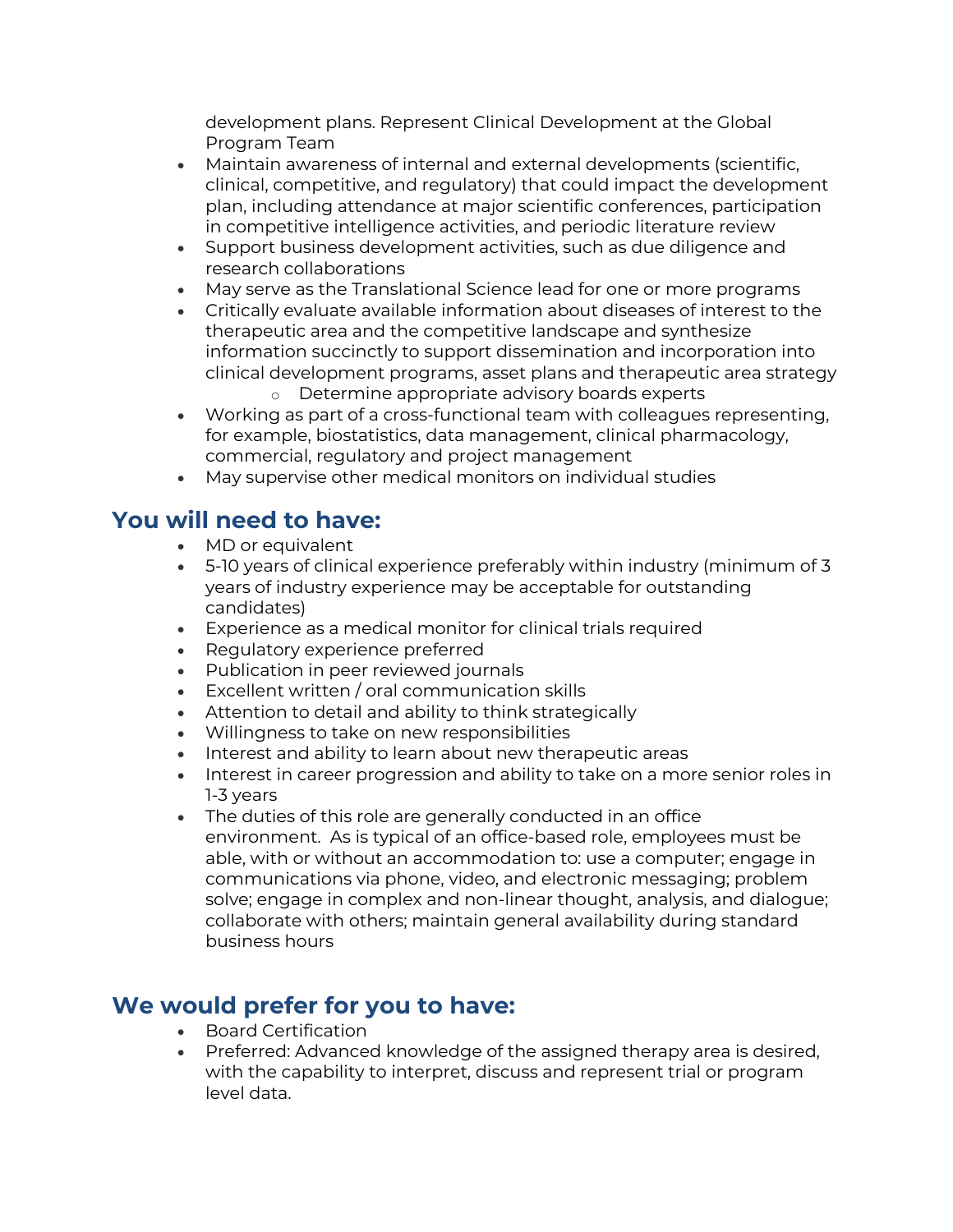development plans. Represent Clinical Development at the Global Program Team

- Maintain awareness of internal and external developments (scientific, clinical, competitive, and regulatory) that could impact the development plan, including attendance at major scientific conferences, participation in competitive intelligence activities, and periodic literature review
- Support business development activities, such as due diligence and research collaborations
- May serve as the Translational Science lead for one or more programs
- Critically evaluate available information about diseases of interest to the therapeutic area and the competitive landscape and synthesize information succinctly to support dissemination and incorporation into clinical development programs, asset plans and therapeutic area strategy
    - Determine appropriate advisory boards experts
- Working as part of a cross-functional team with colleagues representing, for example, biostatistics, data management, clinical pharmacology, commercial, regulatory and project management
- May supervise other medical monitors on individual studies

## You will need to have:

- MD or equivalent
- 5-10 years of clinical experience preferably within industry (minimum of 3 years of industry experience may be acceptable for outstanding candidates)
- Experience as a medical monitor for clinical trials required
- Regulatory experience preferred
- Publication in peer reviewed journals
- Excellent written / oral communication skills
- Attention to detail and ability to think strategically
- Willingness to take on new responsibilities
- Interest and ability to learn about new therapeutic areas
- Interest in career progression and ability to take on a more senior roles in 1-3 years
- The duties of this role are generally conducted in an office environment. As is typical of an office-based role, employees must be able, with or without an accommodation to: use a computer; engage in communications via phone, video, and electronic messaging; problem solve; engage in complex and non-linear thought, analysis, and dialogue; collaborate with others; maintain general availability during standard business hours

## We would prefer for you to have:

- Board Certification
- Preferred: Advanced knowledge of the assigned therapy area is desired, with the capability to interpret, discuss and represent trial or program level data.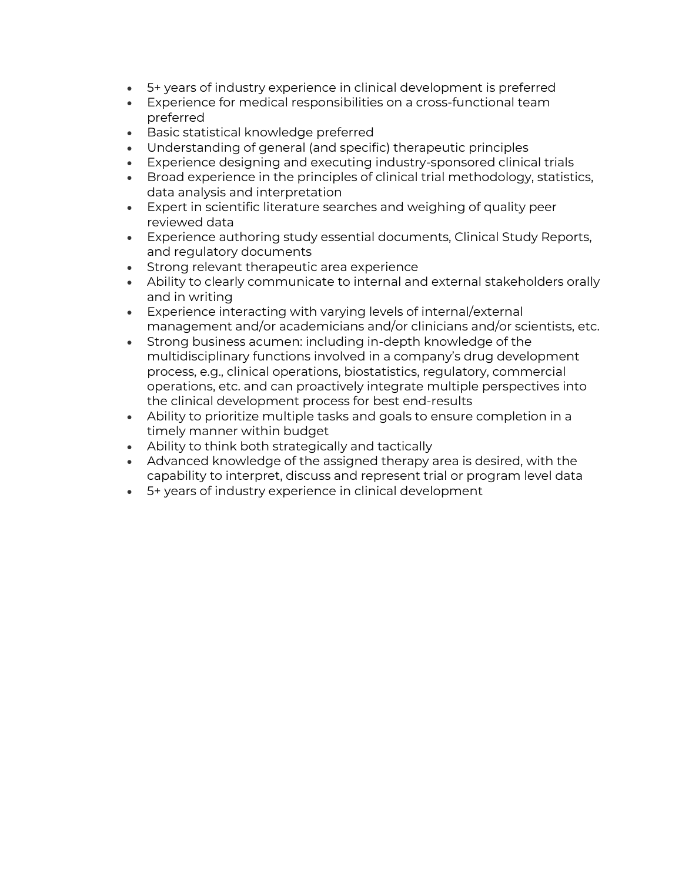- 5+ years of industry experience in clinical development is preferred
- Experience for medical responsibilities on a cross-functional team preferred
- Basic statistical knowledge preferred
- Understanding of general (and specific) therapeutic principles
- Experience designing and executing industry-sponsored clinical trials
- Broad experience in the principles of clinical trial methodology, statistics, data analysis and interpretation
- Expert in scientific literature searches and weighing of quality peer reviewed data
- Experience authoring study essential documents, Clinical Study Reports, and regulatory documents
- Strong relevant therapeutic area experience
- Ability to clearly communicate to internal and external stakeholders orally and in writing
- Experience interacting with varying levels of internal/external management and/or academicians and/or clinicians and/or scientists, etc.
- Strong business acumen: including in-depth knowledge of the multidisciplinary functions involved in a company's drug development process, e.g., clinical operations, biostatistics, regulatory, commercial operations, etc. and can proactively integrate multiple perspectives into the clinical development process for best end-results
- Ability to prioritize multiple tasks and goals to ensure completion in a timely manner within budget
- Ability to think both strategically and tactically
- Advanced knowledge of the assigned therapy area is desired, with the capability to interpret, discuss and represent trial or program level data
- 5+ years of industry experience in clinical development